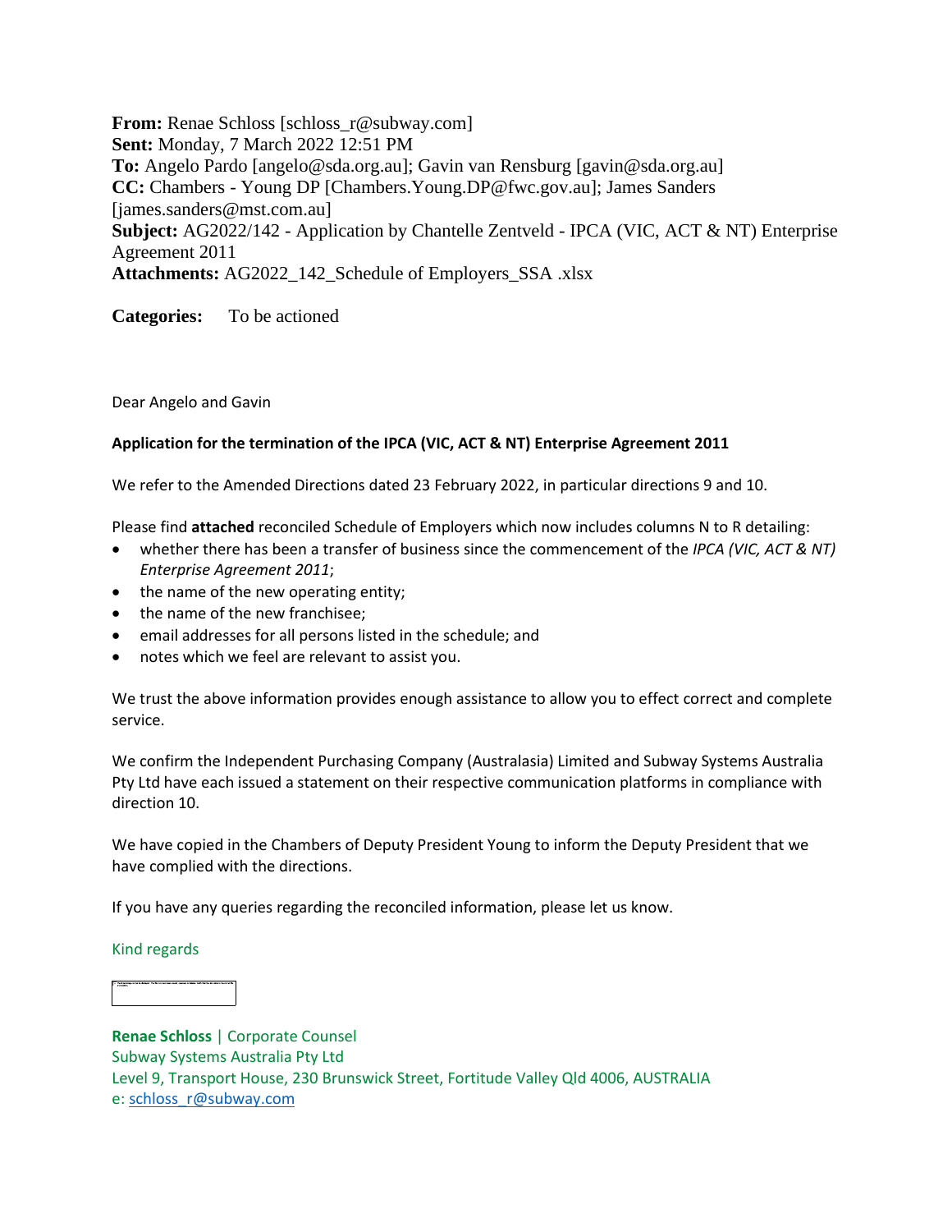**From:** Renae Schloss [schloss_r@subway.com]
**Sent:** Monday, 7 March 2022 12:51 PM
**To:** Angelo Pardo [angelo@sda.org.au]; Gavin van Rensburg [gavin@sda.org.au]
**CC:** Chambers - Young DP [Chambers.Young.DP@fwc.gov.au]; James Sanders [james.sanders@mst.com.au]
**Subject:** AG2022/142 - Application by Chantelle Zentveld - IPCA (VIC, ACT & NT) Enterprise Agreement 2011
**Attachments:** AG2022_142_Schedule of Employers_SSA .xlsx

**Categories:** To be actioned

Dear Angelo and Gavin

**Application for the termination of the IPCA (VIC, ACT & NT) Enterprise Agreement 2011**

We refer to the Amended Directions dated 23 February 2022, in particular directions 9 and 10.

Please find **attached** reconciled Schedule of Employers which now includes columns N to R detailing:

- whether there has been a transfer of business since the commencement of the *IPCA (VIC, ACT & NT) Enterprise Agreement 2011*;
- the name of the new operating entity;
- the name of the new franchisee;
- email addresses for all persons listed in the schedule; and
- notes which we feel are relevant to assist you.

We trust the above information provides enough assistance to allow you to effect correct and complete service.

We confirm the Independent Purchasing Company (Australasia) Limited and Subway Systems Australia Pty Ltd have each issued a statement on their respective communication platforms in compliance with direction 10.

We have copied in the Chambers of Deputy President Young to inform the Deputy President that we have complied with the directions.

If you have any queries regarding the reconciled information, please let us know.

Kind regards

**Renae Schloss** | Corporate Counsel
Subway Systems Australia Pty Ltd
Level 9, Transport House, 230 Brunswick Street, Fortitude Valley Qld 4006, AUSTRALIA
e: schloss_r@subway.com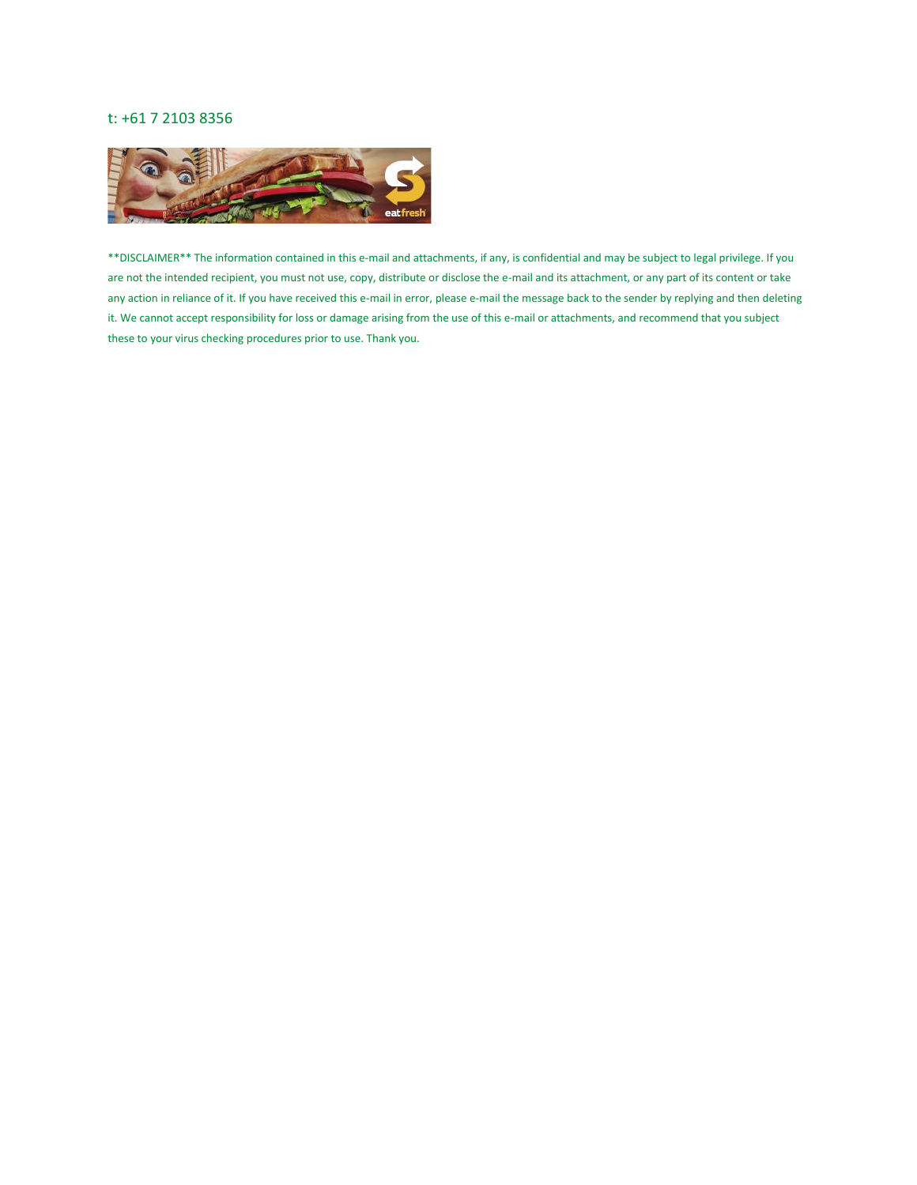t: +61 7 2103 8356

**DISCLAIMER** The information contained in this e-mail and attachments, if any, is confidential and may be subject to legal privilege. If you are not the intended recipient, you must not use, copy, distribute or disclose the e-mail and its attachment, or any part of its content or take any action in reliance of it. If you have received this e-mail in error, please e-mail the message back to the sender by replying and then deleting it. We cannot accept responsibility for loss or damage arising from the use of this e-mail or attachments, and recommend that you subject these to your virus checking procedures prior to use. Thank you.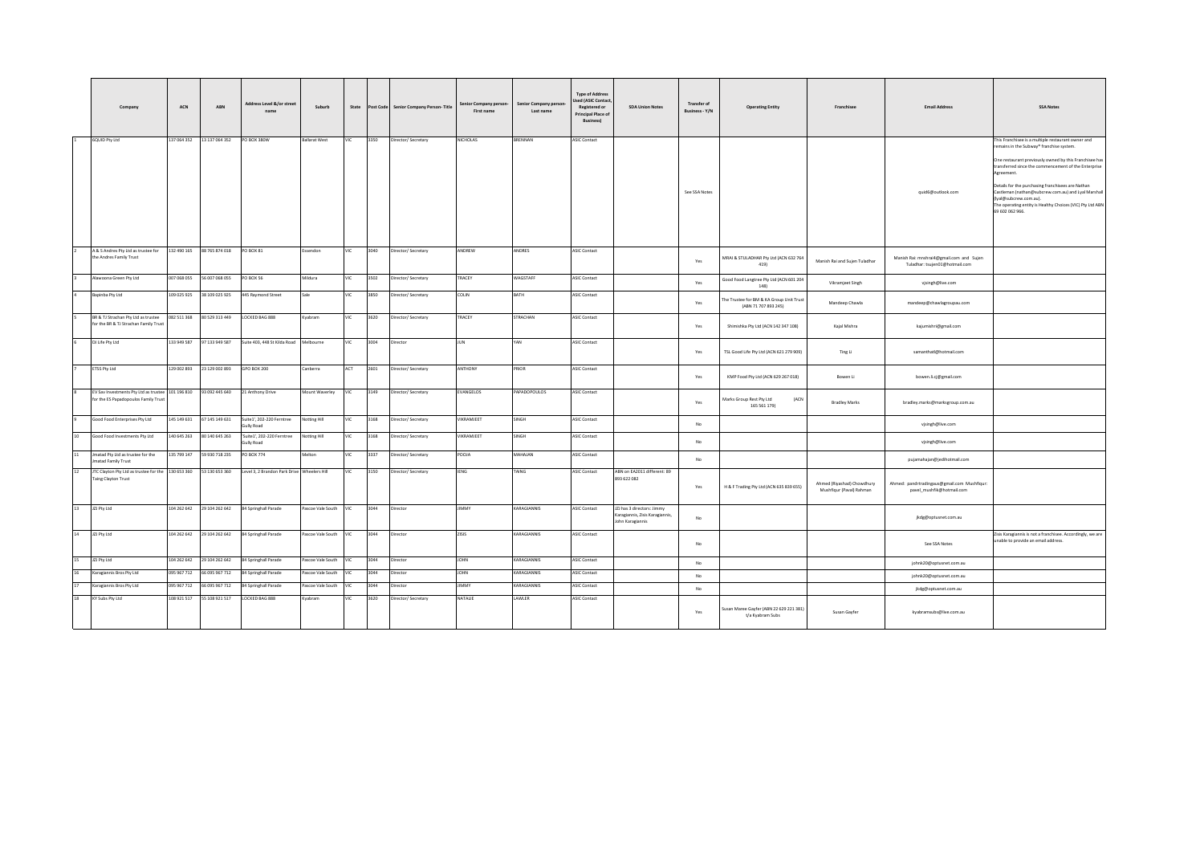| | Company | ACN | ABN | Address Level &/or street name | Suburb | State | Post Code | Senior Company Person- Title | Senior Company person- First name | Senior Company person- Last name | Type of Address Used (ASIC Contact, Registered or Principal Place of Business) | SDA Union Notes | Transfer of Business - Y/N | Operating Entity | Franchisee | Email Address | SSA Notes |
|---|---|---|---|---|---|---|---|---|---|---|---|---|---|---|---|---|---|
| 1 | GQUID Pty Ltd | 137 064 352 | 13 137 064 352 | PO BOX 380W | Ballarat West | VIC | 3350 | Director/ Secretary | NICHOLAS | BRENNAN | ASIC Contact | | See SSA Notes | | | quid6@outlook.com | This Franchisee is a multiple restaurant owner and remains in the Subway® franchise system. One restaurant previously owned by this Franchisee has transferred since the commencement of the Enterprise Agreement. Details for the purchasing franchisees are Nathan Castleman (nathan@subcrew.com.au) and Lyal Marshall (lyal@subcrew.com.au). The operating entity is Healthy Choices (VIC) Pty Ltd ABN 63 602 062 966. |
| 2 | A & S Andres Pty Ltd as trustee for the Andres Family Trust | 132 490 165 | 88 765 874 018 | PO BOX 81 | Essendon | VIC | 3040 | Director/ Secretary | ANDREW | ANDRES | ASIC Contact | | Yes | MRAI & STULADHAR Pty Ltd (ACN 632 764 419) | Manish Rai and Sujen Tuladhar | Manish Rai: mnshrai4@gmail.com and Sujen Tuladhar: tsujen01@hotmail.com | |
| 3 | Alewoona Green Pty Ltd | 007 068 055 | 56 007 068 055 | PO BOX 56 | Mildura | VIC | 3502 | Director/ Secretary | TRACEY | WAGSTAFF | ASIC Contact | | Yes | Good Food Langtree Pty Ltd (ACN 601 204 148) | Vikramjeet Singh | vjsingh@live.com | |
| 4 | Bapinba Pty Ltd | 109 025 925 | 38 109 025 925 | 445 Raymond Street | Sale | VIC | 3850 | Director/ Secretary | COLIN | BATH | ASIC Contact | | Yes | The Trustee for BM & KA Group Unit Trust (ABN 71 707 893 245) | Mandeep Chawla | mandeep@chawlagroupau.com | |
| 5 | BR & TJ Strachan Pty Ltd as trustee for the BR & TJ Strachan Family Trust | 082 511 368 | 80 529 313 449 | LOCKED BAG 888 | Kyabram | VIC | 3620 | Director/ Secretary | TRACEY | STRACHAN | ASIC Contact | | Yes | Shimishka Pty Ltd (ACN 142 347 108) | Kajal Mishra | kajumishri@gmail.com | |
| 6 | DJ Life Pty Ltd | 133 949 587 | 97 133 949 587 | Suite 403, 448 St Kilda Road | Melbourne | VIC | 3004 | Director | JUN | YAN | ASIC Contact | | Yes | TSL Good Life Pty Ltd (ACN 621 279 909) | Ting Li | samanthatl@hotmail.com | |
| 7 | ETSS Pty Ltd | 129 002 893 | 23 129 002 893 | GPO BOX 200 | Canberra | ACT | 2601 | Director/ Secretary | ANTHONY | PRIOR | ASIC Contact | | Yes | KMP Food Pty Ltd (ACN 629 267 018) | Bowen Li | bowen.li.cj@gmail.com | |
| 8 | EV Sav Investments Pty Ltd as trustee for the ES Papadopoulos Family Trust | 101 196 810 | 93 092 445 640 | 21 Anthony Drive | Mount Waverley | VIC | 3149 | Director/ Secretary | EVANGELOS | PAPADOPOULOS | ASIC Contact | | Yes | Marks Group Rest Pty Ltd (ACN 165 561 179) | Bradley Marks | bradley.marks@marksgroup.com.au | |
| 9 | Good Food Enterprises Pty Ltd | 145 149 631 | 67 145 149 631 | Suite1', 202-220 Ferntree Gully Road | Notting Hill | VIC | 3168 | Director/ Secretary | VIKRAMJEET | SINGH | ASIC Contact | | No | | | vjsingh@live.com | |
| 10 | Good Food Investments Pty Ltd | 140 645 263 | 80 140 645 263 | 'Suite1', 202-220 Ferntree Gully Road | Notting Hill | VIC | 3168 | Director/ Secretary | VIKRAMJEET | SINGH | ASIC Contact | | No | | | vjsingh@live.com | |
| 11 | Jmatad Pty Ltd as trustee for the Jmatad Family Trust | 135 799 147 | 59 930 718 235 | PO BOX 774 | Melton | VIC | 3337 | Director/ Secretary | POOJA | MAHAJAN | ASIC Contact | | No | | | pujamahajan@jadhotmail.com | |
| 12 | JTC Clayton Pty Ltd as trustee for the Taing Clayton Trust | 130 653 360 | 53 130 653 360 | Level 3, 2 Brandon Park Drive | Wheelers Hill | VIC | 3150 | Director/ Secretary | IENG | TAING | ASIC Contact | ABN on EA2011 different: 89 893 622 082 | Yes | H & F Trading Pty Ltd (ACN 635 839 655) | Ahmed (Riyashad) Chowdhury Mushfiqur (Paval) Rahman | Ahmed: pandrtradingaus@gmail.com Mushfiqur: pavel_mushfik@hotmail.com | |
| 13 | JZJ Pty Ltd | 104 262 642 | 29 104 262 642 | 84 Springhall Parade | Pascoe Vale South | VIC | 3044 | Director | JIMMY | KARAGIANNIS | ASIC Contact | JZJ has 3 directors: Jimmy Karagiannis, Zisis Karagiannis, John Karagiannis | No | | | jkdg@optusnet.com.au | |
| 14 | JZJ Pty Ltd | 104 262 642 | 29 104 262 642 | 84 Springhall Parade | Pascoe Vale South | VIC | 3044 | Director | ZISIS | KARAGIANNIS | ASIC Contact | | No | | | See SSA Notes | Zisis Karagiannis is not a franchisee. Accordingly, we are unable to provide an email address. |
| 15 | JZJ Pty Ltd | 104 262 642 | 29 104 262 642 | 84 Springhall Parade | Pascoe Vale South | VIC | 3044 | Director | JOHN | KARAGIANNIS | ASIC Contact | | No | | | johnk20@optusnet.com.au | |
| 16 | Karagiannis Bros Pty Ltd | 095 967 712 | 66 095 967 712 | 84 Springhall Parade | Pascoe Vale South | VIC | 3044 | Director | JOHN | KARAGIANNIS | ASIC Contact | | No | | | johnk20@optusnet.com.au | |
| 17 | Karagiannis Bros Pty Ltd | 095 967 712 | 66 095 967 712 | 84 Springhall Parade | Pascoe Vale South | VIC | 3044 | Director | JIMMY | KARAGIANNIS | ASIC Contact | | No | | | jkdg@optusnet.com.au | |
| 18 | KY Subs Pty Ltd | 108 921 517 | 55 108 921 517 | LOCKED BAG 888 | Kyabram | VIC | 3620 | Director/ Secretary | NATALIE | LAWLER | ASIC Contact | | Yes | Susan Maree Gayfer (ABN 22 629 221 381) t/a Kyabram Subs | Susan Gayfer | kyabramsubs@live.com.au | |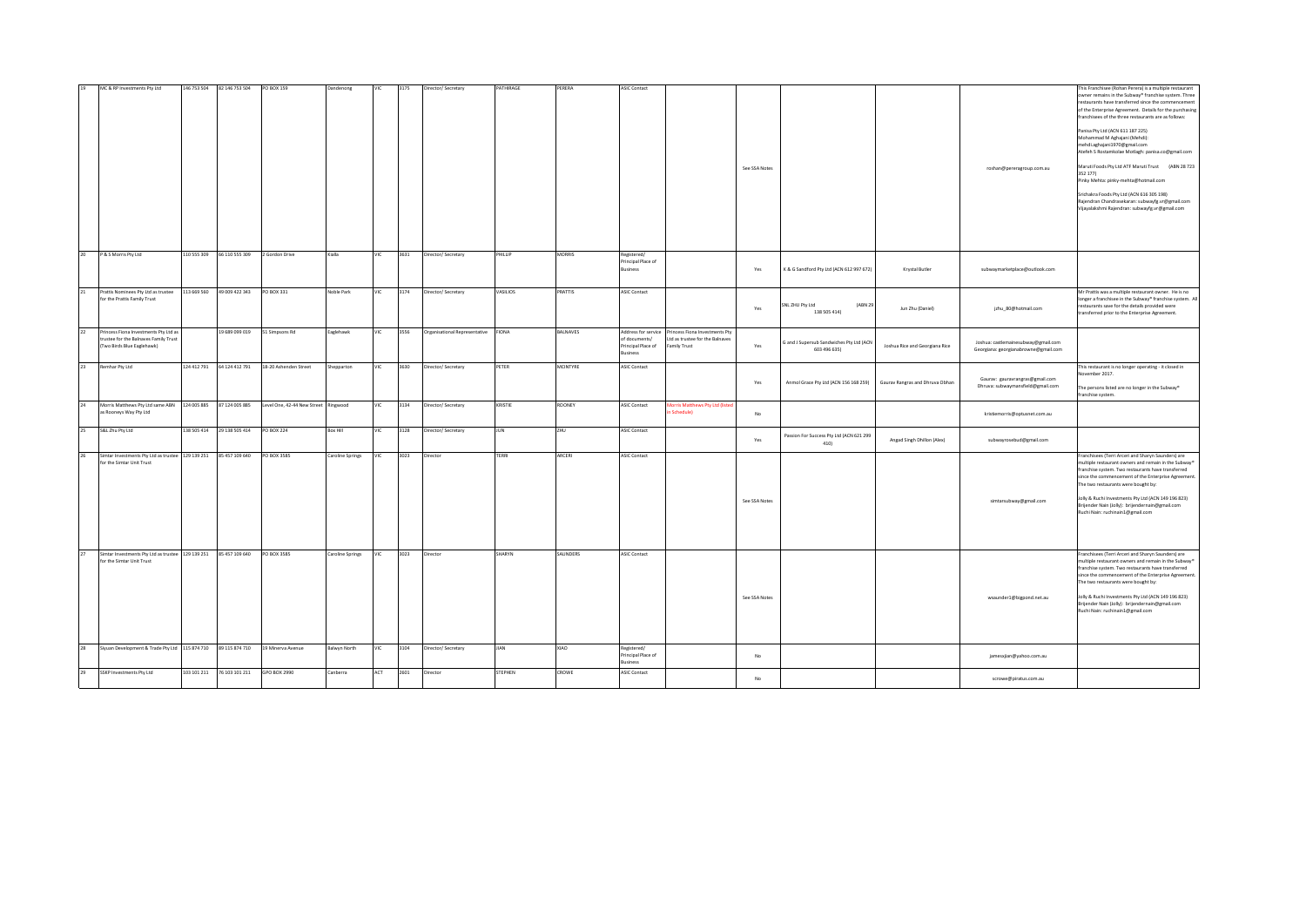| | | | | | | | | | | | | | | | | | | |
|---|---|---|---|---|---|---|---|---|---|---|---|---|---|---|---|---|---|---|
| 19 | MC & RP Investments Pty Ltd | 146 753 504 | 82 146 753 504 | PO BOX 159 | Dandenong | VIC | 3175 | Director/ Secretary | PATHIRAGE | PERERA | ASIC Contact | | See SSA Notes | | | roshan@pereragroup.com.au | This Franchisee (Rohan Perera) is a multiple restaurant owner remains in the Subway® franchise system. Three restaurants have transferred since the commencement of the Enterprise Agreement. Details for the purchasing franchisees of the three restaurants are as follows: Panisa Pty Ltd (ACN 611 187 225) Mohammad M Aghajani (Mehdi): mehdi.aghajani1970@gmail.com Atefeh S Rostamkolae Motlagh: panisa.co@gmail.com Maruti Foods Pty Ltd ATF Maruti Trust (ABN 28 723 352 177) Pinky Mehta: pinky-mehta@hotmail.com Srichakra Foods Pty Ltd (ACN 616 305 198) Rajendran Chandrasekaran: subwayfg.vr@gmail.com Vijayalakshmi Rajendran: subwayfg.vr@gmail.com |
| 20 | P & S Morris Pty Ltd | 110 555 309 | 66 110 555 309 | 2 Gordon Drive | Kialla | VIC | 3631 | Director/ Secretary | PHILLIP | MORRIS | Registered/ Principal Place of Business | | Yes | K & G Sandford Pty Ltd (ACN 612 997 672) | Krystal Butler | subwaymarketplace@outlook.com | |
| 21 | Prattis Nominees Pty Ltd as trustee for the Prattis Family Trust | 113 669 560 | 49 009 422 343 | PO BOX 331 | Noble Park | VIC | 3174 | Director/ Secretary | VASILIOS | PRATTIS | ASIC Contact | | Yes | SNL ZHU Pty Ltd (ABN 29 138 505 414) | Jun Zhu (Daniel) | jzhu_80@hotmail.com | Mr Prattis was a multiple restaurant owner. He is no longer a franchisee in the Subway® franchise system. All restaurants save for the details provided were transferred prior to the Enterprise Agreement. |
| 22 | Princess Fiona Investments Pty Ltd as trustee for the Balnaves Family Trust (Two Birds Blue Eaglehawk) | | 19 689 099 019 | 51 Simpsons Rd | Eaglehawk | VIC | 3556 | Organisational Representative | FIONA | BALNAVES | Address for service of documents/ Principal Place of Business | Princess Fiona Investments Pty Ltd as trustee for the Balnaves Family Trust | Yes | G and J Supersub Sandwiches Pty Ltd (ACN 603 496 635) | Joshua Rice and Georgiana Rice | Joshua: castlemainesubway@gmail.com Georgiana: georgianabrowne@gmail.com | |
| 23 | Remhar Pty Ltd | 124 412 791 | 64 124 412 791 | 18-20 Ashenden Street | Shepparton | VIC | 3630 | Director/ Secretary | PETER | MCINTYRE | ASIC Contact | | Yes | Anmol Grace Pty Ltd (ACN 156 168 259) | Gaurav Rangras and Dhruva Dbhan | Gaurav: gauravrangras@gmail.com Dhruva: subwaymansfield@gmail.com | This restaurant is no longer operating - it closed in November 2017. The persons listed are no longer in the Subway® franchise system. |
| 24 | Morris Matthews Pty Ltd same ABN as Rooneys Way Pty Ltd | 124 005 885 | 87 124 005 885 | Level One, 42-44 New Street | Ringwood | VIC | 3134 | Director/ Secretary | KRISTIE | ROONEY | ASIC Contact | Morris Matthews Pty Ltd (listed in Schedule) | No | | | kristiemorris@optusnet.com.au | |
| 25 | S&L Zhu Pty Ltd | 138 505 414 | 29 138 505 414 | PO BOX 224 | Box Hill | VIC | 3128 | Director/ Secretary | JUN | ZHU | ASIC Contact | | Yes | Passion For Success Pty Ltd (ACN 621 299 410) | Angad Singh Dhillon (Alex) | subwayrosebud@gmail.com | |
| 26 | Simtar Investments Pty Ltd as trustee for the Simtar Unit Trust | 129 139 251 | 85 457 109 640 | PO BOX 3585 | Caroline Springs | VIC | 3023 | Director | TERRI | ARCERI | ASIC Contact | | See SSA Notes | | | simtarsubway@gmail.com | Franchisees (Terri Arceri and Sharyn Saunders) are multiple restaurant owners and remain in the Subway® franchise system. Two restaurants have transferred since the commencement of the Enterprise Agreement. The two restaurants were bought by: Jolly & Ruchi Investments Pty Ltd (ACN 149 196 823) Brijender Nain (Jolly): brijendernain@gmail.com Ruchi Nain: ruchinain1@gmail.com |
| 27 | Simtar Investments Pty Ltd as trustee for the Simtar Unit Trust | 129 139 251 | 85 457 109 640 | PO BOX 3585 | Caroline Springs | VIC | 3023 | Director | SHARYN | SAUNDERS | ASIC Contact | | See SSA Notes | | | wsaunder1@bigpond.net.au | Franchisees (Terri Arceri and Sharyn Saunders) are multiple restaurant owners and remain in the Subway® franchise system. Two restaurants have transferred since the commencement of the Enterprise Agreement. The two restaurants were bought by: Jolly & Ruchi Investments Pty Ltd (ACN 149 196 823) Brijender Nain (Jolly): brijendernain@gmail.com Ruchi Nain: ruchinain1@gmail.com |
| 28 | Siyuan Development & Trade Pty Ltd | 115 874 710 | 89 115 874 710 | 19 Minerva Avenue | Balwyn North | VIC | 3104 | Director/ Secretary | JIAN | XIAO | Registered/ Principal Place of Business | | No | | | jamesxjian@yahoo.com.au | |
| 29 | SSKP Investments Pty Ltd | 103 101 211 | 76 103 101 211 | GPO BOX 2990 | Canberra | ACT | 2601 | Director | STEPHEN | CROWE | ASIC Contact | | No | | | scrowe@piratus.com.au | |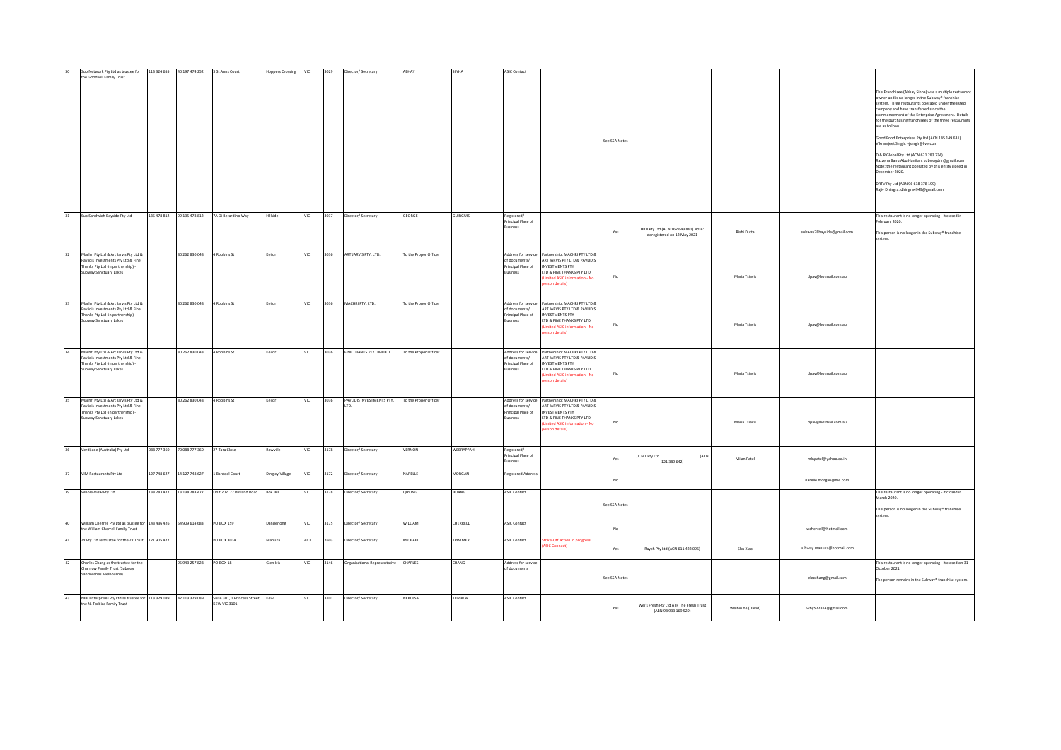| 30 | Sub Network Pty Ltd as trustee for the Goodwill Family Trust | 113 324 655 | 40 197 474 252 | 3 St Anns Court | Hoppers Crossing | VIC | 3029 | Director/ Secretary | ABHAY | SINHA | ASIC Contact | | See SSA Notes | | | | This Franchisee (Abhay Sinha) was a multiple restaurant owner and is no longer in the Subway® franchise system. Three restaurants operated under the listed company and have transferred since the commencement of the Enterprise Agreement. Details for the purchasing franchisees of the three restaurants are as follows:<br><br>Good Food Enterprises Pty Ltd (ACN 145 149 631) Vikramjeet Singh: vjsingh@live.com<br><br>D & R Global Pty Ltd (ACN 621 283 734) Razzena Banu Abu Hanifah: subwaydnr@gmail.com Note: the restaurant operated by this entity closed in December 2020.<br><br>DRTV Pty Ltd (ABN 96 618 378 199) Rajiv Dhingra: dhingra4949@gmail.com |
|---|---|---|---|---|---|---|---|---|---|---|---|---|---|---|---|---|---|
| 31 | Sub Sandwich Bayside Pty Ltd | 135 478 812 | 99 135 478 812 | 7A Di Berardino Way | Hillside | VIC | 3037 | Director/ Secretary | GEORGE | GUIRGUIS | Registered/ Principal Place of Business | | Yes | HRU Pty Ltd (ACN 162 643 861) Note: deregistered on 12 May 2021 | Rishi Dutta | subway28bayside@gmail.com | This restaurant is no longer operating - it closed in February 2020.<br><br>This person is no longer in the Subway® franchise system. |
| 32 | Machri Pty Ltd & Art Jarvis Pty Ltd & Pavlidis Investments Pty Ltd & Fine Thanks Pty Ltd (in partnership) - Subway Sanctuary Lakes | | 80 262 830 048 | 4 Robbins St | Keilor | VIC | 3036 | ART JARVIS PTY. LTD. | To the Proper Officer | | Address for service of documents/ Principal Place of Business | Partnership: MACHRI PTY LTD & ART JARVIS PTY LTD & PAVLIDIS INVESTMENTS PTY LTD & FINE THANKS PTY LTD (Limited ASIC information - No person details) | No | | Maria Tsiavis | dpav@hotmail.com.au | |
| 33 | Machri Pty Ltd & Art Jarvis Pty Ltd & Pavlidis Investments Pty Ltd & Fine Thanks Pty Ltd (in partnership) - Subway Sanctuary Lakes | | 80 262 830 048 | 4 Robbins St | Keilor | VIC | 3036 | MACHRI PTY. LTD. | To the Proper Officer | | Address for service of documents/ Principal Place of Business | Partnership: MACHRI PTY LTD & ART JARVIS PTY LTD & PAVLIDIS INVESTMENTS PTY LTD & FINE THANKS PTY LTD (Limited ASIC information - No person details) | No | | Maria Tsiavis | dpav@hotmail.com.au | |
| 34 | Machri Pty Ltd & Art Jarvis Pty Ltd & Pavlidis Investments Pty Ltd & Fine Thanks Pty Ltd (in partnership) - Subway Sanctuary Lakes | | 80 262 830 048 | 4 Robbins St | Keilor | VIC | 3036 | FINE THANKS PTY LIMITED | To the Proper Officer | | Address for service of documents/ Principal Place of Business | Partnership: MACHRI PTY LTD & ART JARVIS PTY LTD & PAVLIDIS INVESTMENTS PTY LTD & FINE THANKS PTY LTD (Limited ASIC information - No person details) | No | | Maria Tsiavis | dpav@hotmail.com.au | |
| 35 | Machri Pty Ltd & Art Jarvis Pty Ltd & Pavlidis Investments Pty Ltd & Fine Thanks Pty Ltd (in partnership) - Subway Sanctuary Lakes | | 80 262 830 048 | 4 Robbins St | Keilor | VIC | 3036 | PAVLIDIS INVESTMENTS PTY. LTD. | To the Proper Officer | | Address for service of documents/ Principal Place of Business | Partnership: MACHRI PTY LTD & ART JARVIS PTY LTD & PAVLIDIS INVESTMENTS PTY LTD & FINE THANKS PTY LTD (Limited ASIC information - No person details) | No | | Maria Tsiavis | dpav@hotmail.com.au | |
| 36 | Verdijade (Australia) Pty Ltd | 088 777 360 | 70 088 777 360 | 27 Tara Close | Rowville | VIC | 3178 | Director/ Secretary | VERNON | WEERAPPAH | Registered/ Principal Place of Business | | Yes | JJCML Pty Ltd (ACN 121 389 642) | Milan Patel | mlnpatel@yahoo.co.in | |
| 37 | VIM Restaurants Pty Ltd | 127 748 627 | 14 127 748 627 | 1 Bardoel Court | Dingley Village | VIC | 3172 | Director/ Secretary | NARELLE | MORGAN | Registered Address | | No | | | narelle.morgan@me.com | |
| 39 | Whole-View Pty Ltd | 138 283 477 | 13 138 283 477 | Unit 202, 22 Rutland Road | Box Hill | VIC | 3128 | Director/ Secretary | QIYONG | HUANG | ASIC Contact | | See SSA Notes | | | | This restaurant is no longer operating - it closed in March 2020.<br><br>This person is no longer in the Subway® franchise system. |
| 40 | William Cherrell Pty Ltd as trustee for the William Cherrell Family Trust | 143 436 426 | 54 909 614 683 | PO BOX 159 | Dandenong | VIC | 3175 | Director/ Secretary | WILLIAM | CHERRELL | ASIC Contact | | No | | | wcherrell@hotmail.com | |
| 41 | ZY Pty Ltd as trustee for the ZY Trust | 121 905 422 | | PO BOX 3014 | Manuka | ACT | 2603 | Director/ Secretary | MICHAEL | TRIMMER | ASIC Contact | Strike-Off Action in progress (ASIC Connect) | Yes | Raych Pty Ltd (ACN 611 422 096) | Shu Xiao | subway.manuka@hotmail.com | |
| 42 | Charles Chang as the trustee for the Charnow Family Trust (Subway Sandwiches Melbourne) | | 95 943 257 828 | PO BOX 18 | Glen Iris | VIC | 3146 | Organisational Representative | CHARLES | CHANG | Address for service of documents | | See SSA Notes | | | elecchang@gmail.com | This restaurant is no longer operating - it closed on 31 October 2021.<br><br>The person remains in the Subway® franchise system. |
| 43 | NEB Enterprises Pty Ltd as trustee for the N. Torbica Family Trust | 113 329 089 | 42 113 329 089 | Suite 301, 1 Princess Street, KEW VIC 3101 | Kew | VIC | 3101 | Director/ Secretary | NEBOJSA | TORBICA | ASIC Contact | | Yes | Wei's Fresh Pty Ltd ATF The Fresh Trust (ABN 98 933 169 529) | Weibin Ye (David) | wby522814@gmail.com | |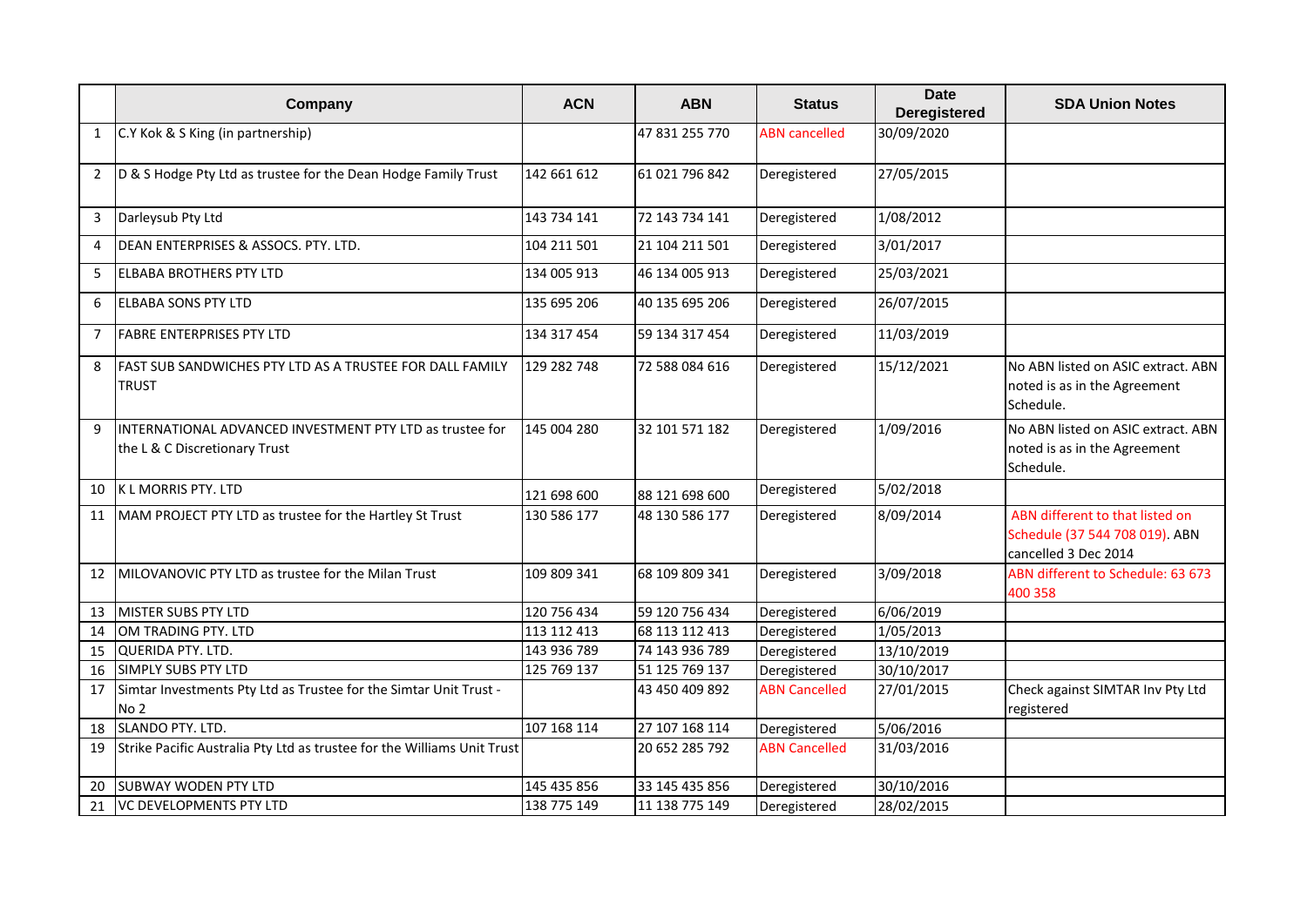| | Company | ACN | ABN | Status | Date Deregistered | SDA Union Notes |
|---|---|---|---|---|---|---|
| 1 | C.Y Kok & S King (in partnership) | | 47 831 255 770 | ABN cancelled | 30/09/2020 | |
| 2 | D & S Hodge Pty Ltd as trustee for the Dean Hodge Family Trust | 142 661 612 | 61 021 796 842 | Deregistered | 27/05/2015 | |
| 3 | Darleysub Pty Ltd | 143 734 141 | 72 143 734 141 | Deregistered | 1/08/2012 | |
| 4 | DEAN ENTERPRISES & ASSOCS. PTY. LTD. | 104 211 501 | 21 104 211 501 | Deregistered | 3/01/2017 | |
| 5 | ELBABA BROTHERS PTY LTD | 134 005 913 | 46 134 005 913 | Deregistered | 25/03/2021 | |
| 6 | ELBABA SONS PTY LTD | 135 695 206 | 40 135 695 206 | Deregistered | 26/07/2015 | |
| 7 | FABRE ENTERPRISES PTY LTD | 134 317 454 | 59 134 317 454 | Deregistered | 11/03/2019 | |
| 8 | FAST SUB SANDWICHES PTY LTD AS A TRUSTEE FOR DALL FAMILY TRUST | 129 282 748 | 72 588 084 616 | Deregistered | 15/12/2021 | No ABN listed on ASIC extract. ABN noted is as in the Agreement Schedule. |
| 9 | INTERNATIONAL ADVANCED INVESTMENT PTY LTD as trustee for the L & C Discretionary Trust | 145 004 280 | 32 101 571 182 | Deregistered | 1/09/2016 | No ABN listed on ASIC extract. ABN noted is as in the Agreement Schedule. |
| 10 | K L MORRIS PTY. LTD | 121 698 600 | 88 121 698 600 | Deregistered | 5/02/2018 | |
| 11 | MAM PROJECT PTY LTD as trustee for the Hartley St Trust | 130 586 177 | 48 130 586 177 | Deregistered | 8/09/2014 | ABN different to that listed on Schedule (37 544 708 019). ABN cancelled 3 Dec 2014 |
| 12 | MILOVANOVIC PTY LTD as trustee for the Milan Trust | 109 809 341 | 68 109 809 341 | Deregistered | 3/09/2018 | ABN different to Schedule: 63 673 400 358 |
| 13 | MISTER SUBS PTY LTD | 120 756 434 | 59 120 756 434 | Deregistered | 6/06/2019 | |
| 14 | OM TRADING PTY. LTD | 113 112 413 | 68 113 112 413 | Deregistered | 1/05/2013 | |
| 15 | QUERIDA PTY. LTD. | 143 936 789 | 74 143 936 789 | Deregistered | 13/10/2019 | |
| 16 | SIMPLY SUBS PTY LTD | 125 769 137 | 51 125 769 137 | Deregistered | 30/10/2017 | |
| 17 | Simtar Investments Pty Ltd as Trustee for the Simtar Unit Trust - No 2 | | 43 450 409 892 | ABN Cancelled | 27/01/2015 | Check against SIMTAR Inv Pty Ltd registered |
| 18 | SLANDO PTY. LTD. | 107 168 114 | 27 107 168 114 | Deregistered | 5/06/2016 | |
| 19 | Strike Pacific Australia Pty Ltd as trustee for the Williams Unit Trust | | 20 652 285 792 | ABN Cancelled | 31/03/2016 | |
| 20 | SUBWAY WODEN PTY LTD | 145 435 856 | 33 145 435 856 | Deregistered | 30/10/2016 | |
| 21 | VC DEVELOPMENTS PTY LTD | 138 775 149 | 11 138 775 149 | Deregistered | 28/02/2015 | |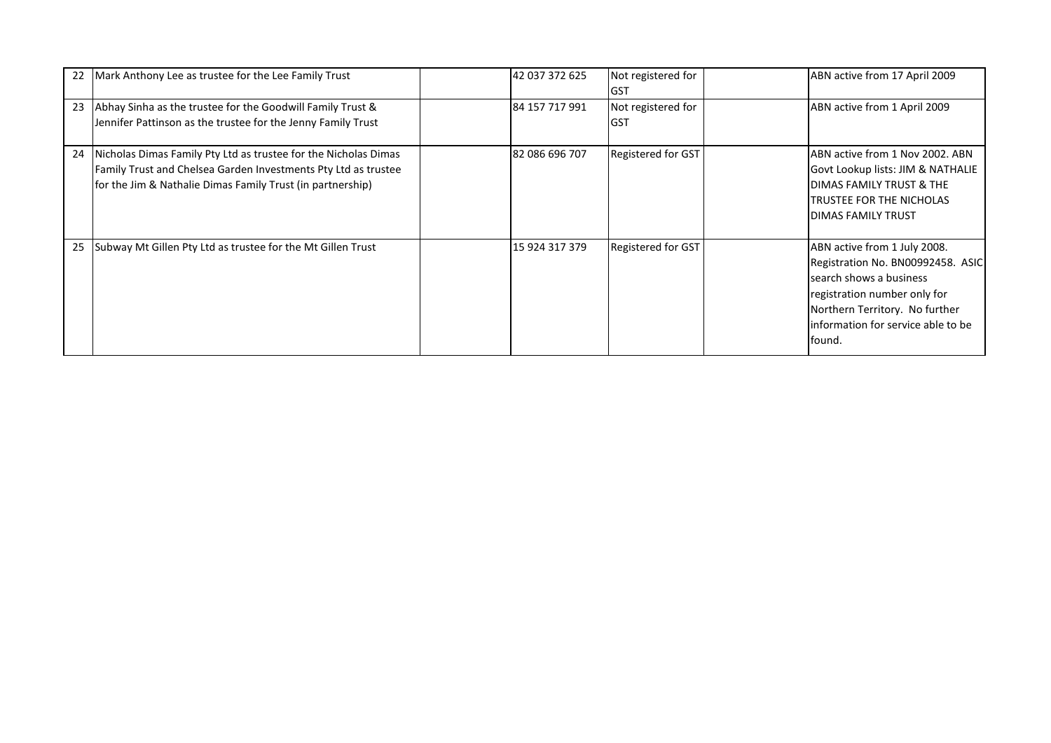| | | | | | | |
|---|---|---|---|---|---|---|
| 22 | Mark Anthony Lee as trustee for the Lee Family Trust | | 42 037 372 625 | Not registered for GST | | ABN active from 17 April 2009 |
| 23 | Abhay Sinha as the trustee for the Goodwill Family Trust & Jennifer Pattinson as the trustee for the Jenny Family Trust | | 84 157 717 991 | Not registered for GST | | ABN active from 1 April 2009 |
| 24 | Nicholas Dimas Family Pty Ltd as trustee for the Nicholas Dimas Family Trust and Chelsea Garden Investments Pty Ltd as trustee for the Jim & Nathalie Dimas Family Trust (in partnership) | | 82 086 696 707 | Registered for GST | | ABN active from 1 Nov 2002. ABN Govt Lookup lists: JIM & NATHALIE DIMAS FAMILY TRUST & THE TRUSTEE FOR THE NICHOLAS DIMAS FAMILY TRUST |
| 25 | Subway Mt Gillen Pty Ltd as trustee for the Mt Gillen Trust | | 15 924 317 379 | Registered for GST | | ABN active from 1 July 2008. Registration No. BN00992458. ASIC search shows a business registration number only for Northern Territory. No further information for service able to be found. |